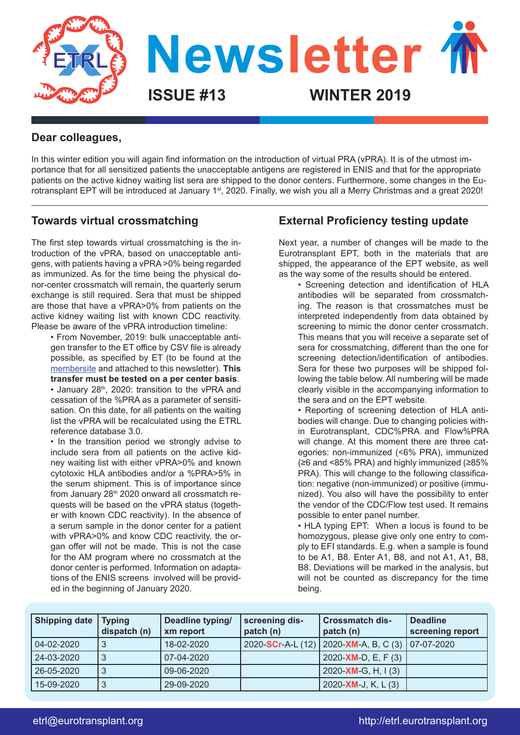# Newsletter

**ISSUE #13** **WINTER 2019**

## Dear colleagues,

In this winter edition you will again find information on the introduction of virtual PRA (vPRA). It is of the utmost importance that for all sensitized patients the unacceptable antigens are registered in ENIS and that for the appropriate patients on the active kidney waiting list sera are shipped to the donor centers. Furthermore, some changes in the Eurotransplant EPT will be introduced at January 1st, 2020. Finally, we wish you all a Merry Christmas and a great 2020!

## Towards virtual crossmatching

The first step towards virtual crossmatching is the introduction of the vPRA, based on unacceptable antigens, with patients having a vPRA >0% being regarded as immunized. As for the time being the physical donor-center crossmatch will remain, the quarterly serum exchange is still required. Sera that must be shipped are those that have a vPRA>0% from patients on the active kidney waiting list with known CDC reactivity. Please be aware of the vPRA introduction timeline:

- From November, 2019: bulk unacceptable antigen transfer to the ET office by CSV file is already possible, as specified by ET (to be found at the membersite and attached to this newsletter). **This transfer must be tested on a per center basis**.
- January 28th, 2020: transition to the vPRA and cessation of the %PRA as a parameter of sensitisation. On this date, for all patients on the waiting list the vPRA will be recalculated using the ETRL reference database 3.0.
- In the transition period we strongly advise to include sera from all patients on the active kidney waiting list with either vPRA>0% and known cytotoxic HLA antibodies and/or a %PRA>5% in the serum shipment. This is of importance since from January 28th 2020 onward all crossmatch requests will be based on the vPRA status (together with known CDC reactivity). In the absence of a serum sample in the donor center for a patient with vPRA>0% and know CDC reactivity, the organ offer will not be made. This is not the case for the AM program where no crossmatch at the donor center is performed. Information on adaptations of the ENIS screens involved will be provided in the beginning of January 2020.

## External Proficiency testing update

Next year, a number of changes will be made to the Eurotransplant EPT, both in the materials that are shipped, the appearance of the EPT website, as well as the way some of the results should be entered.

- Screening detection and identification of HLA antibodies will be separated from crossmatching. The reason is that crossmatches must be interpreted independently from data obtained by screening to mimic the donor center crossmatch. This means that you will receive a separate set of sera for crossmatching, different than the one for screening detection/identification of antibodies. Sera for these two purposes will be shipped following the table below. All numbering will be made clearly visible in the accompanying information to the sera and on the EPT website.
- Reporting of screening detection of HLA antibodies will change. Due to changing policies within Eurotransplant, CDC%PRA and Flow%PRA will change. At this moment there are three categories: non-immunized (<6% PRA), immunized (≥6 and <85% PRA) and highly immunized (≥85% PRA). This will change to the following classification: negative (non-immunized) or positive (immunized). You also will have the possibility to enter the vendor of the CDC/Flow test used. It remains possible to enter panel number.
- HLA typing EPT: When a locus is found to be homozygous, please give only one entry to comply to EFI standards. E.g. when a sample is found to be A1, B8. Enter A1, B8, and not A1, A1, B8, B8. Deviations will be marked in the analysis, but will not be counted as discrepancy for the time being.

| Shipping date | Typing dispatch (n) | Deadline typing/ xm report | screening dispatch (n) | Crossmatch dispatch (n) | Deadline screening report |
|---|---|---|---|---|---|
| 04-02-2020 | 3 | 18-02-2020 | 2020-SCr-A-L (12) | 2020-XM-A, B, C (3) | 07-07-2020 |
| 24-03-2020 | 3 | 07-04-2020 | | 2020-XM-D, E, F (3) | |
| 26-05-2020 | 3 | 09-06-2020 | | 2020-XM-G, H, I (3) | |
| 15-09-2020 | 3 | 29-09-2020 | | 2020-XM-J, K, L (3) | |

etrl@eurotransplant.org http://etrl.eurotransplant.org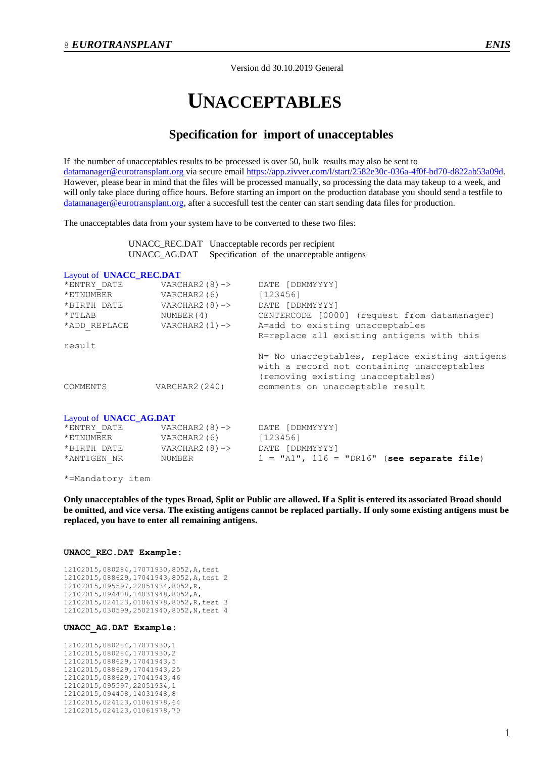Version dd 30.10.2019 General

# UNACCEPTABLES

## Specification for import of unacceptables

If the number of unacceptables results to be processed is over 50, bulk results may also be sent to datamanager@eurotransplant.org via secure email https://app.zivver.com/l/start/2582e30c-036a-4f0f-bd70-d822ab53a09d. However, please bear in mind that the files will be processed manually, so processing the data may takeup to a week, and will only take place during office hours. Before starting an import on the production database you should send a testfile to datamanager@eurotransplant.org, after a succesfull test the center can start sending data files for production.

The unacceptables data from your system have to be converted to these two files:

| | |
|---|---|
| UNACC_REC.DAT | Unacceptable records per recipient |
| UNACC_AG.DAT | Specification of the unacceptable antigens |

Layout of **UNACC_REC.DAT**

```
*ENTRY_DATE      VARCHAR2(8)->    DATE [DDMMYYYY]
*ETNUMBER        VARCHAR2(6)      [123456]
*BIRTH_DATE      VARCHAR2(8)->    DATE [DDMMYYYY]
*TTLAB           NUMBER(4)        CENTERCODE [0000] (request from datamanager)
*ADD_REPLACE     VARCHAR2(1)->    A=add to existing unacceptables
                                  R=replace all existing antigens with this
result
                                  N= No unacceptables, replace existing antigens
                                  with a record not containing unacceptables
                                  (removing existing unacceptables)
COMMENTS        VARCHAR2(240)     comments on unacceptable result
```

Layout of **UNACC_AG.DAT**

```
*ENTRY_DATE      VARCHAR2(8)->    DATE [DDMMYYYY]
*ETNUMBER        VARCHAR2(6)      [123456]
*BIRTH_DATE      VARCHAR2(8)->    DATE [DDMMYYYY]
*ANTIGEN_NR      NUMBER           1 = "A1", 116 = "DR16" (see separate file)
```

*=Mandatory item

**Only unacceptables of the types Broad, Split or Public are allowed. If a Split is entered its associated Broad should be omitted, and vice versa. The existing antigens cannot be replaced partially. If only some existing antigens must be replaced, you have to enter all remaining antigens.**

**UNACC_REC.DAT Example:**

```
12102015,080284,17071930,8052,A,test
12102015,088629,17041943,8052,A,test 2
12102015,095597,22051934,8052,R,
12102015,094408,14031948,8052,A,
12102015,024123,01061978,8052,R,test 3
12102015,030599,25021940,8052,N,test 4
```

**UNACC_AG.DAT Example:**

```
12102015,080284,17071930,1
12102015,080284,17071930,2
12102015,088629,17041943,5
12102015,088629,17041943,25
12102015,088629,17041943,46
12102015,095597,22051934,1
12102015,094408,14031948,8
12102015,024123,01061978,64
12102015,024123,01061978,70
```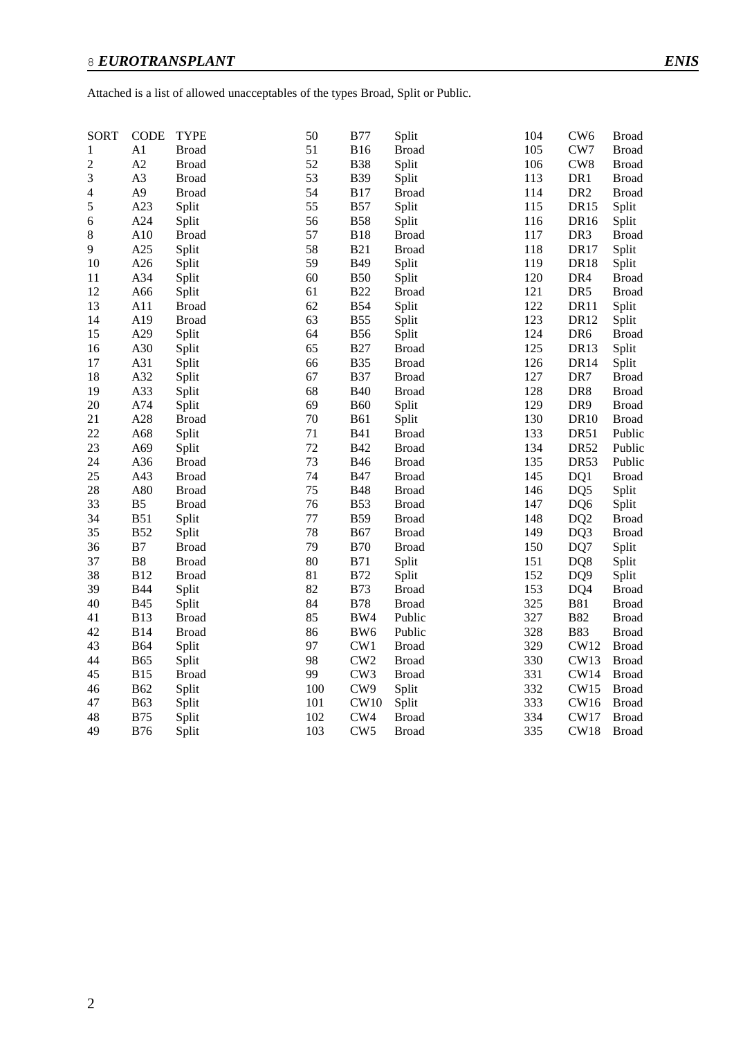Attached is a list of allowed unacceptables of the types Broad, Split or Public.

| SORT | CODE | TYPE | SORT | CODE | TYPE | SORT | CODE | TYPE |
|---|---|---|---|---|---|---|---|---|
| 1 | A1 | Broad | 50 | B77 | Split | 104 | CW6 | Broad |
| 2 | A2 | Broad | 51 | B16 | Broad | 105 | CW7 | Broad |
| 3 | A3 | Broad | 52 | B38 | Split | 106 | CW8 | Broad |
| 4 | A9 | Broad | 53 | B39 | Split | 113 | DR1 | Broad |
| 5 | A23 | Split | 54 | B17 | Broad | 114 | DR2 | Broad |
| 6 | A24 | Split | 55 | B57 | Split | 115 | DR15 | Split |
| 8 | A10 | Broad | 56 | B58 | Split | 116 | DR16 | Split |
| 9 | A25 | Split | 57 | B18 | Broad | 117 | DR3 | Broad |
| 10 | A26 | Split | 58 | B21 | Broad | 118 | DR17 | Split |
| 11 | A34 | Split | 59 | B49 | Split | 119 | DR18 | Split |
| 12 | A66 | Split | 60 | B50 | Split | 120 | DR4 | Broad |
| 13 | A11 | Broad | 61 | B22 | Broad | 121 | DR5 | Broad |
| 14 | A19 | Broad | 62 | B54 | Split | 122 | DR11 | Split |
| 15 | A29 | Split | 63 | B55 | Split | 123 | DR12 | Split |
| 16 | A30 | Split | 64 | B56 | Split | 124 | DR6 | Broad |
| 17 | A31 | Split | 65 | B27 | Broad | 125 | DR13 | Split |
| 18 | A32 | Split | 66 | B35 | Broad | 126 | DR14 | Split |
| 19 | A33 | Split | 67 | B37 | Broad | 127 | DR7 | Broad |
| 20 | A74 | Split | 68 | B40 | Broad | 128 | DR8 | Broad |
| 21 | A28 | Broad | 69 | B60 | Split | 129 | DR9 | Broad |
| 22 | A68 | Split | 70 | B61 | Split | 130 | DR10 | Broad |
| 23 | A69 | Split | 71 | B41 | Broad | 133 | DR51 | Public |
| 24 | A36 | Broad | 72 | B42 | Broad | 134 | DR52 | Public |
| 25 | A43 | Broad | 73 | B46 | Broad | 135 | DR53 | Public |
| 28 | A80 | Broad | 74 | B47 | Broad | 145 | DQ1 | Broad |
| 33 | B5 | Broad | 75 | B48 | Broad | 146 | DQ5 | Split |
| 34 | B51 | Split | 76 | B53 | Broad | 147 | DQ6 | Split |
| 35 | B52 | Split | 77 | B59 | Broad | 148 | DQ2 | Broad |
| 36 | B7 | Broad | 78 | B67 | Broad | 149 | DQ3 | Broad |
| 37 | B8 | Broad | 79 | B70 | Broad | 150 | DQ7 | Split |
| 38 | B12 | Broad | 80 | B71 | Split | 151 | DQ8 | Split |
| 39 | B44 | Split | 81 | B72 | Split | 152 | DQ9 | Split |
| 40 | B45 | Split | 82 | B73 | Broad | 153 | DQ4 | Broad |
| 41 | B13 | Broad | 84 | B78 | Broad | 325 | B81 | Broad |
| 42 | B14 | Broad | 85 | BW4 | Public | 327 | B82 | Broad |
| 43 | B64 | Split | 86 | BW6 | Public | 328 | B83 | Broad |
| 44 | B65 | Split | 97 | CW1 | Broad | 329 | CW12 | Broad |
| 45 | B15 | Broad | 98 | CW2 | Broad | 330 | CW13 | Broad |
| 46 | B62 | Split | 99 | CW3 | Broad | 331 | CW14 | Broad |
| 47 | B63 | Split | 100 | CW9 | Split | 332 | CW15 | Broad |
| 48 | B75 | Split | 101 | CW10 | Split | 333 | CW16 | Broad |
| 49 | B76 | Split | 102 | CW4 | Broad | 334 | CW17 | Broad |
| | | | 103 | CW5 | Broad | 335 | CW18 | Broad |